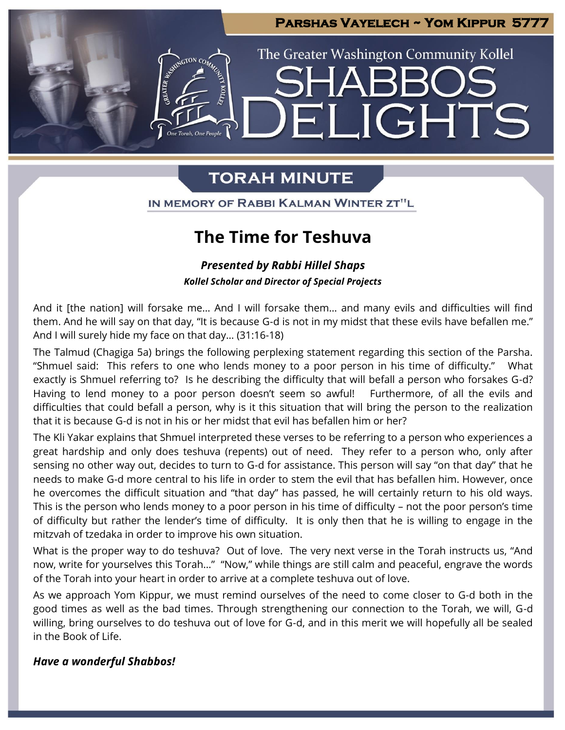Parshas Vayelech ~ Yom Kippur 5777

The Greater Washington Community Kollel

# SHABBOS DELIGHTS

## TORAH MINUTE

IN MEMORY OF RABBI KALMAN WINTER ZT"L

# The Time for Teshuva

***Presented by Rabbi Hillel Shaps***

***Kollel Scholar and Director of Special Projects***

And it [the nation] will forsake me… And I will forsake them… and many evils and difficulties will find them. And he will say on that day, "It is because G-d is not in my midst that these evils have befallen me." And I will surely hide my face on that day… (31:16-18)

The Talmud (Chagiga 5a) brings the following perplexing statement regarding this section of the Parsha. "Shmuel said: This refers to one who lends money to a poor person in his time of difficulty." What exactly is Shmuel referring to? Is he describing the difficulty that will befall a person who forsakes G-d? Having to lend money to a poor person doesn't seem so awful! Furthermore, of all the evils and difficulties that could befall a person, why is it this situation that will bring the person to the realization that it is because G-d is not in his or her midst that evil has befallen him or her?

The Kli Yakar explains that Shmuel interpreted these verses to be referring to a person who experiences a great hardship and only does teshuva (repents) out of need. They refer to a person who, only after sensing no other way out, decides to turn to G-d for assistance. This person will say "on that day" that he needs to make G-d more central to his life in order to stem the evil that has befallen him. However, once he overcomes the difficult situation and "that day" has passed, he will certainly return to his old ways. This is the person who lends money to a poor person in his time of difficulty – not the poor person's time of difficulty but rather the lender's time of difficulty. It is only then that he is willing to engage in the mitzvah of tzedaka in order to improve his own situation.

What is the proper way to do teshuva? Out of love. The very next verse in the Torah instructs us, "And now, write for yourselves this Torah…" "Now," while things are still calm and peaceful, engrave the words of the Torah into your heart in order to arrive at a complete teshuva out of love.

As we approach Yom Kippur, we must remind ourselves of the need to come closer to G-d both in the good times as well as the bad times. Through strengthening our connection to the Torah, we will, G-d willing, bring ourselves to do teshuva out of love for G-d, and in this merit we will hopefully all be sealed in the Book of Life.

***Have a wonderful Shabbos!***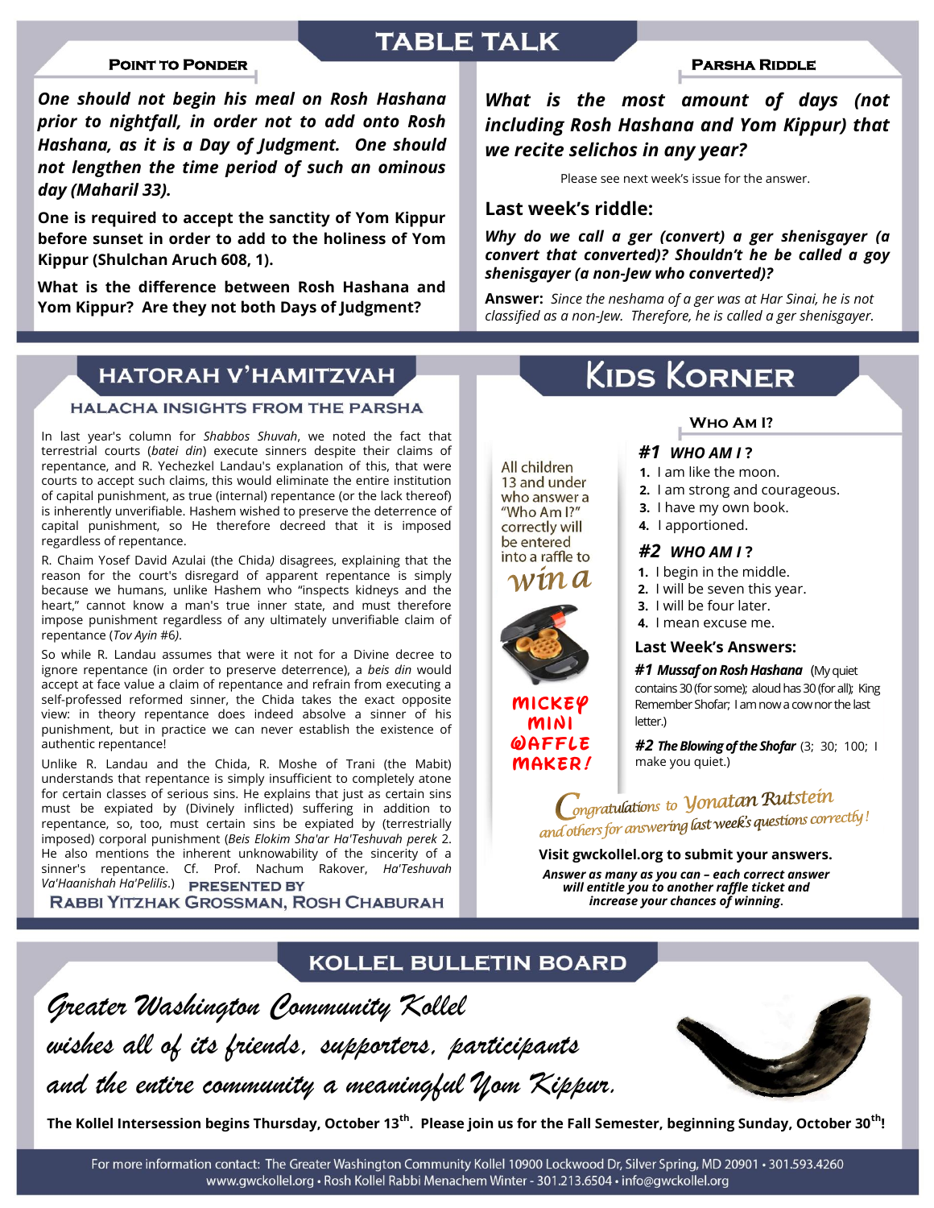# TABLE TALK

## Point to Ponder

***One should not begin his meal on Rosh Hashana prior to nightfall, in order not to add onto Rosh Hashana, as it is a Day of Judgment. One should not lengthen the time period of such an ominous day (Maharil 33).***

**One is required to accept the sanctity of Yom Kippur before sunset in order to add to the holiness of Yom Kippur (Shulchan Aruch 608, 1).**

**What is the difference between Rosh Hashana and Yom Kippur? Are they not both Days of Judgment?**

## Parsha Riddle

***What is the most amount of days (not including Rosh Hashana and Yom Kippur) that we recite selichos in any year?***

Please see next week's issue for the answer.

### Last week's riddle:

***Why do we call a ger (convert) a ger shenisgayer (a convert that converted)? Shouldn't he be called a goy shenisgayer (a non-Jew who converted)?***

**Answer:** *Since the neshama of a ger was at Har Sinai, he is not classified as a non-Jew. Therefore, he is called a ger shenisgayer.*

# HATORAH V'HAMITZVAH

## HALACHA INSIGHTS FROM THE PARSHA

In last year's column for *Shabbos Shuvah*, we noted the fact that terrestrial courts (*batei din*) execute sinners despite their claims of repentance, and R. Yechezkel Landau's explanation of this, that were courts to accept such claims, this would eliminate the entire institution of capital punishment, as true (internal) repentance (or the lack thereof) is inherently unverifiable. Hashem wished to preserve the deterrence of capital punishment, so He therefore decreed that it is imposed regardless of repentance.

R. Chaim Yosef David Azulai (the Chida*)* disagrees, explaining that the reason for the court's disregard of apparent repentance is simply because we humans, unlike Hashem who "inspects kidneys and the heart," cannot know a man's true inner state, and must therefore impose punishment regardless of any ultimately unverifiable claim of repentance (*Tov Ayin #6)*.

So while R. Landau assumes that were it not for a Divine decree to ignore repentance (in order to preserve deterrence), a *beis din* would accept at face value a claim of repentance and refrain from executing a self-professed reformed sinner, the Chida takes the exact opposite view: in theory repentance does indeed absolve a sinner of his punishment, but in practice we can never establish the existence of authentic repentance!

Unlike R. Landau and the Chida, R. Moshe of Trani (the Mabit) understands that repentance is simply insufficient to completely atone for certain classes of serious sins. He explains that just as certain sins must be expiated by (Divinely inflicted) suffering in addition to repentance, so, too, must certain sins be expiated by (terrestrially imposed) corporal punishment (*Beis Elokim Sha'ar Ha'Teshuvah perek* 2. He also mentions the inherent unknowability of the sincerity of a sinner's repentance. Cf. Prof. Nachum Rakover, *Ha'Teshuvah Va'Haanishah Ha'Pelilis*.)

PRESENTED BY
RABBI YITZHAK GROSSMAN, ROSH CHABURAH

# KIDS KORNER

All children 13 and under who answer a "Who Am I?" correctly will be entered into a raffle to *win a*

MICKEY MINI WAFFLE MAKER!

## Who Am I?

### #1 WHO AM I ?

1. I am like the moon.
2. I am strong and courageous.
3. I have my own book.
4. I apportioned.

### #2 WHO AM I ?

1. I begin in the middle.
2. I will be seven this year.
3. I will be four later.
4. I mean excuse me.

### Last Week's Answers:

***#1 Mussaf on Rosh Hashana*** (My quiet contains 30 (for some); aloud has 30 (for all); King Remember Shofar; I am now a cow nor the last letter.)

***#2 The Blowing of the Shofar*** (3; 30; 100; I make you quiet.)

*Congratulations to Yonatan Rutstein and others for answering last week's questions correctly!*

**Visit gwckollel.org to submit your answers.**

***Answer as many as you can – each correct answer will entitle you to another raffle ticket and increase your chances of winning.***

# KOLLEL BULLETIN BOARD

*Greater Washington Community Kollel wishes all of its friends, supporters, participants and the entire community a meaningful Yom Kippur.*

**The Kollel Intersession begins Thursday, October 13th. Please join us for the Fall Semester, beginning Sunday, October 30th!**

For more information contact: The Greater Washington Community Kollel 10900 Lockwood Dr, Silver Spring, MD 20901 • 301.593.4260
www.gwckollel.org • Rosh Kollel Rabbi Menachem Winter - 301.213.6504 • info@gwckollel.org